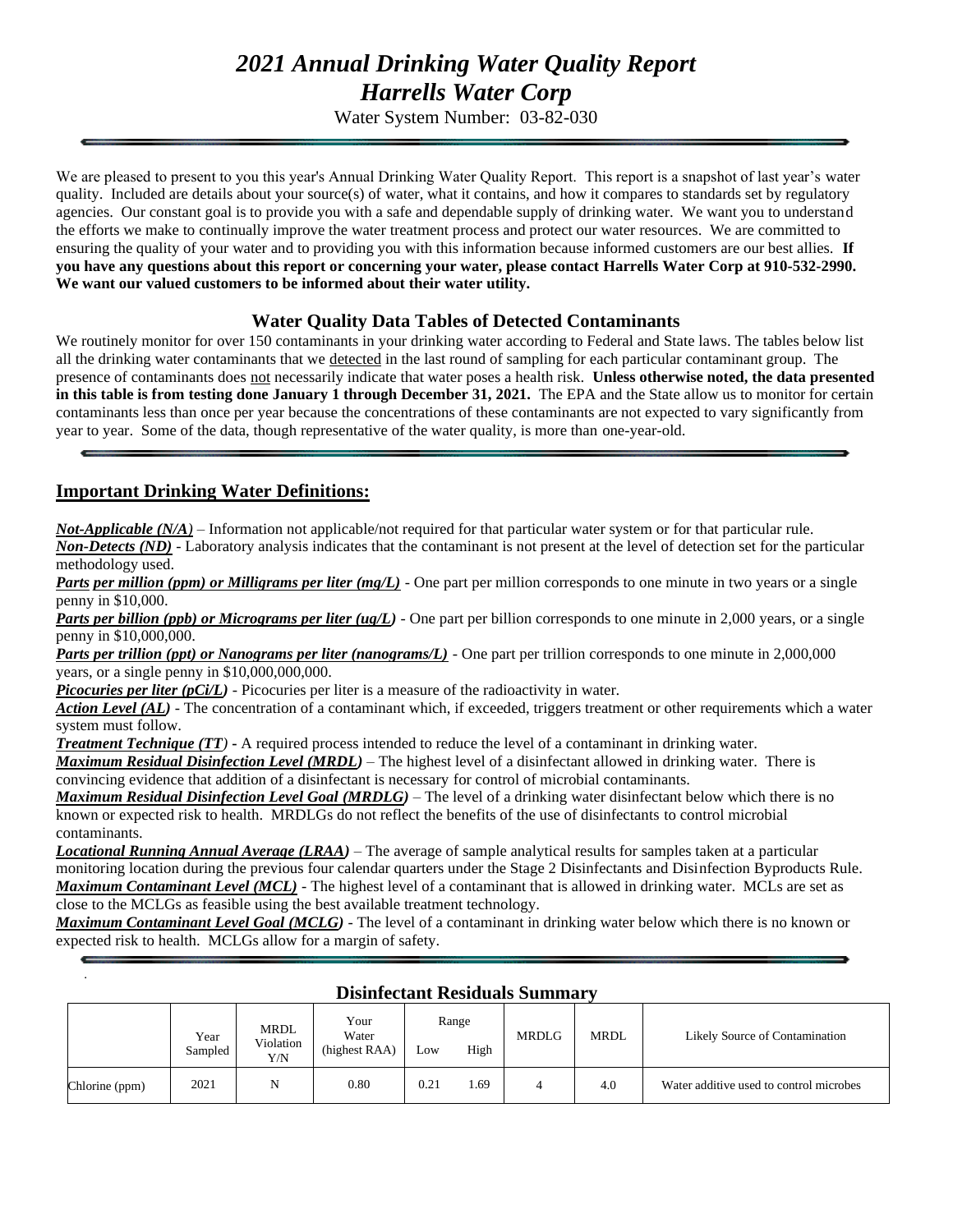# *2021 Annual Drinking Water Quality Report*
# *Harrells Water Corp*

Water System Number: 03-82-030

We are pleased to present to you this year's Annual Drinking Water Quality Report. This report is a snapshot of last year's water quality. Included are details about your source(s) of water, what it contains, and how it compares to standards set by regulatory agencies. Our constant goal is to provide you with a safe and dependable supply of drinking water. We want you to understand the efforts we make to continually improve the water treatment process and protect our water resources. We are committed to ensuring the quality of your water and to providing you with this information because informed customers are our best allies. **If you have any questions about this report or concerning your water, please contact Harrells Water Corp at 910-532-2990. We want our valued customers to be informed about their water utility.**

### Water Quality Data Tables of Detected Contaminants

We routinely monitor for over 150 contaminants in your drinking water according to Federal and State laws. The tables below list all the drinking water contaminants that we detected in the last round of sampling for each particular contaminant group. The presence of contaminants does not necessarily indicate that water poses a health risk. **Unless otherwise noted, the data presented in this table is from testing done January 1 through December 31, 2021.** The EPA and the State allow us to monitor for certain contaminants less than once per year because the concentrations of these contaminants are not expected to vary significantly from year to year. Some of the data, though representative of the water quality, is more than one-year-old.

## Important Drinking Water Definitions:

***Not-Applicable (N/A)*** – Information not applicable/not required for that particular water system or for that particular rule.
***Non-Detects (ND)*** - Laboratory analysis indicates that the contaminant is not present at the level of detection set for the particular methodology used.
***Parts per million (ppm) or Milligrams per liter (mg/L)*** - One part per million corresponds to one minute in two years or a single penny in $10,000.
***Parts per billion (ppb) or Micrograms per liter (ug/L)*** - One part per billion corresponds to one minute in 2,000 years, or a single penny in $10,000,000.
***Parts per trillion (ppt) or Nanograms per liter (nanograms/L)*** - One part per trillion corresponds to one minute in 2,000,000 years, or a single penny in $10,000,000,000.
***Picocuries per liter (pCi/L)*** - Picocuries per liter is a measure of the radioactivity in water.
***Action Level (AL)*** - The concentration of a contaminant which, if exceeded, triggers treatment or other requirements which a water system must follow.
***Treatment Technique (TT)*** - A required process intended to reduce the level of a contaminant in drinking water.
***Maximum Residual Disinfection Level (MRDL)*** – The highest level of a disinfectant allowed in drinking water. There is convincing evidence that addition of a disinfectant is necessary for control of microbial contaminants.
***Maximum Residual Disinfection Level Goal (MRDLG)*** – The level of a drinking water disinfectant below which there is no known or expected risk to health. MRDLGs do not reflect the benefits of the use of disinfectants to control microbial contaminants.
***Locational Running Annual Average (LRAA)*** – The average of sample analytical results for samples taken at a particular monitoring location during the previous four calendar quarters under the Stage 2 Disinfectants and Disinfection Byproducts Rule.
***Maximum Contaminant Level (MCL)*** - The highest level of a contaminant that is allowed in drinking water. MCLs are set as close to the MCLGs as feasible using the best available treatment technology.
***Maximum Contaminant Level Goal (MCLG)*** - The level of a contaminant in drinking water below which there is no known or expected risk to health. MCLGs allow for a margin of safety.

### Disinfectant Residuals Summary

| | Year Sampled | MRDL Violation Y/N | Your Water (highest RAA) | Range | | MRDLG | MRDL | Likely Source of Contamination |
|---|---|---|---|---|---|---|---|---|
| | | | | Low | High | | | |
| Chlorine (ppm) | 2021 | N | 0.80 | 0.21 | 1.69 | 4 | 4.0 | Water additive used to control microbes |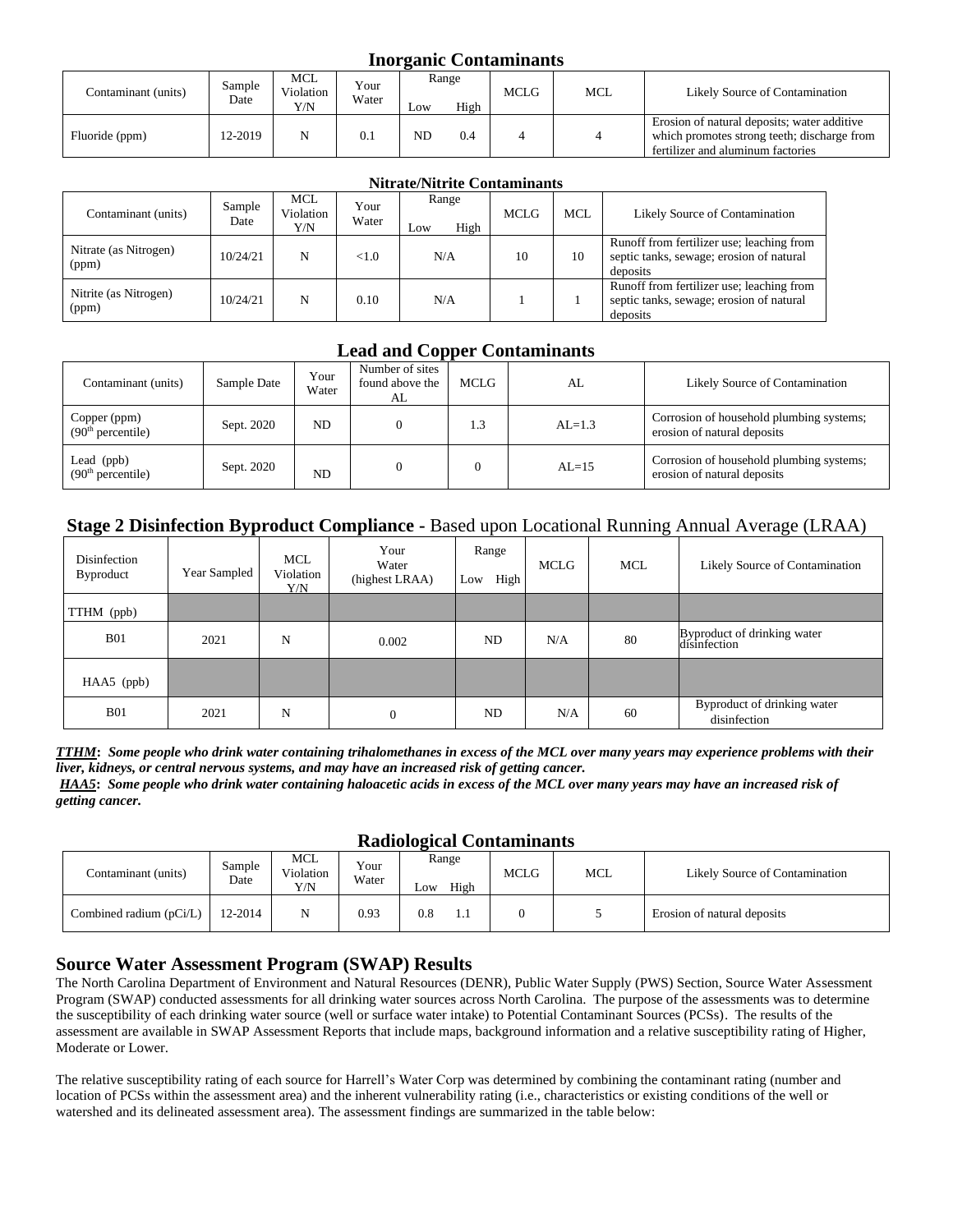### Inorganic Contaminants

| Contaminant (units) | Sample Date | MCL Violation Y/N | Your Water | Range Low | Range High | MCLG | MCL | Likely Source of Contamination |
|---|---|---|---|---|---|---|---|---|
| Fluoride (ppm) | 12-2019 | N | 0.1 | ND | 0.4 | 4 | 4 | Erosion of natural deposits; water additive which promotes strong teeth; discharge from fertilizer and aluminum factories |

### Nitrate/Nitrite Contaminants

| Contaminant (units) | Sample Date | MCL Violation Y/N | Your Water | Range Low | Range High | MCLG | MCL | Likely Source of Contamination |
|---|---|---|---|---|---|---|---|---|
| Nitrate (as Nitrogen) (ppm) | 10/24/21 | N | <1.0 | N/A | | 10 | 10 | Runoff from fertilizer use; leaching from septic tanks, sewage; erosion of natural deposits |
| Nitrite (as Nitrogen) (ppm) | 10/24/21 | N | 0.10 | N/A | | 1 | 1 | Runoff from fertilizer use; leaching from septic tanks, sewage; erosion of natural deposits |

### Lead and Copper Contaminants

| Contaminant (units) | Sample Date | Your Water | Number of sites found above the AL | MCLG | AL | Likely Source of Contamination |
|---|---|---|---|---|---|---|
| Copper (ppm) (90th percentile) | Sept. 2020 | ND | 0 | 1.3 | AL=1.3 | Corrosion of household plumbing systems; erosion of natural deposits |
| Lead (ppb) (90th percentile) | Sept. 2020 | ND | 0 | 0 | AL=15 | Corrosion of household plumbing systems; erosion of natural deposits |

### Stage 2 Disinfection Byproduct Compliance - Based upon Locational Running Annual Average (LRAA)

| Disinfection Byproduct | Year Sampled | MCL Violation Y/N | Your Water (highest LRAA) | Range Low High | MCLG | MCL | Likely Source of Contamination |
|---|---|---|---|---|---|---|---|
| TTHM (ppb) | | | | | | | |
| B01 | 2021 | N | 0.002 | ND | N/A | 80 | Byproduct of drinking water disinfection |
| HAA5 (ppb) | | | | | | | |
| B01 | 2021 | N | 0 | ND | N/A | 60 | Byproduct of drinking water disinfection |

***TTHM*: *Some people who drink water containing trihalomethanes in excess of the MCL over many years may experience problems with their liver, kidneys, or central nervous systems, and may have an increased risk of getting cancer.***

***HAA5*: *Some people who drink water containing haloacetic acids in excess of the MCL over many years may have an increased risk of getting cancer.***

### Radiological Contaminants

| Contaminant (units) | Sample Date | MCL Violation Y/N | Your Water | Range Low | Range High | MCLG | MCL | Likely Source of Contamination |
|---|---|---|---|---|---|---|---|---|
| Combined radium (pCi/L) | 12-2014 | N | 0.93 | 0.8 | 1.1 | 0 | 5 | Erosion of natural deposits |

## Source Water Assessment Program (SWAP) Results

The North Carolina Department of Environment and Natural Resources (DENR), Public Water Supply (PWS) Section, Source Water Assessment Program (SWAP) conducted assessments for all drinking water sources across North Carolina. The purpose of the assessments was to determine the susceptibility of each drinking water source (well or surface water intake) to Potential Contaminant Sources (PCSs). The results of the assessment are available in SWAP Assessment Reports that include maps, background information and a relative susceptibility rating of Higher, Moderate or Lower.

The relative susceptibility rating of each source for Harrell's Water Corp was determined by combining the contaminant rating (number and location of PCSs within the assessment area) and the inherent vulnerability rating (i.e., characteristics or existing conditions of the well or watershed and its delineated assessment area). The assessment findings are summarized in the table below: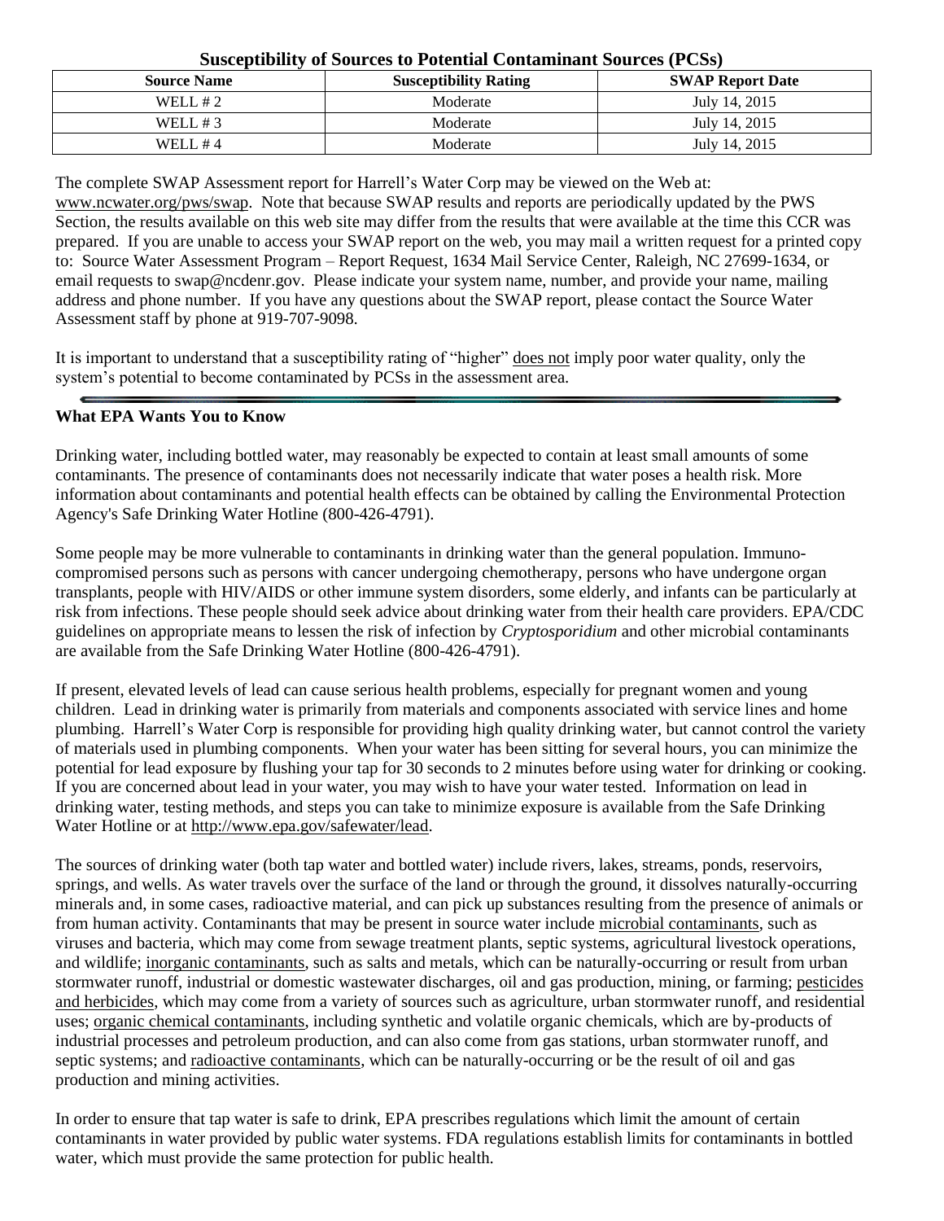**Susceptibility of Sources to Potential Contaminant Sources (PCSs)**

| Source Name | Susceptibility Rating | SWAP Report Date |
|---|---|---|
| WELL # 2 | Moderate | July 14, 2015 |
| WELL # 3 | Moderate | July 14, 2015 |
| WELL # 4 | Moderate | July 14, 2015 |

The complete SWAP Assessment report for Harrell's Water Corp may be viewed on the Web at: www.ncwater.org/pws/swap. Note that because SWAP results and reports are periodically updated by the PWS Section, the results available on this web site may differ from the results that were available at the time this CCR was prepared. If you are unable to access your SWAP report on the web, you may mail a written request for a printed copy to: Source Water Assessment Program – Report Request, 1634 Mail Service Center, Raleigh, NC 27699-1634, or email requests to swap@ncdenr.gov. Please indicate your system name, number, and provide your name, mailing address and phone number. If you have any questions about the SWAP report, please contact the Source Water Assessment staff by phone at 919-707-9098.

It is important to understand that a susceptibility rating of "higher" does not imply poor water quality, only the system's potential to become contaminated by PCSs in the assessment area.

---

## What EPA Wants You to Know

Drinking water, including bottled water, may reasonably be expected to contain at least small amounts of some contaminants. The presence of contaminants does not necessarily indicate that water poses a health risk. More information about contaminants and potential health effects can be obtained by calling the Environmental Protection Agency's Safe Drinking Water Hotline (800-426-4791).

Some people may be more vulnerable to contaminants in drinking water than the general population. Immuno-compromised persons such as persons with cancer undergoing chemotherapy, persons who have undergone organ transplants, people with HIV/AIDS or other immune system disorders, some elderly, and infants can be particularly at risk from infections. These people should seek advice about drinking water from their health care providers. EPA/CDC guidelines on appropriate means to lessen the risk of infection by *Cryptosporidium* and other microbial contaminants are available from the Safe Drinking Water Hotline (800-426-4791).

If present, elevated levels of lead can cause serious health problems, especially for pregnant women and young children. Lead in drinking water is primarily from materials and components associated with service lines and home plumbing. Harrell's Water Corp is responsible for providing high quality drinking water, but cannot control the variety of materials used in plumbing components. When your water has been sitting for several hours, you can minimize the potential for lead exposure by flushing your tap for 30 seconds to 2 minutes before using water for drinking or cooking. If you are concerned about lead in your water, you may wish to have your water tested. Information on lead in drinking water, testing methods, and steps you can take to minimize exposure is available from the Safe Drinking Water Hotline or at http://www.epa.gov/safewater/lead.

The sources of drinking water (both tap water and bottled water) include rivers, lakes, streams, ponds, reservoirs, springs, and wells. As water travels over the surface of the land or through the ground, it dissolves naturally-occurring minerals and, in some cases, radioactive material, and can pick up substances resulting from the presence of animals or from human activity. Contaminants that may be present in source water include microbial contaminants, such as viruses and bacteria, which may come from sewage treatment plants, septic systems, agricultural livestock operations, and wildlife; inorganic contaminants, such as salts and metals, which can be naturally-occurring or result from urban stormwater runoff, industrial or domestic wastewater discharges, oil and gas production, mining, or farming; pesticides and herbicides, which may come from a variety of sources such as agriculture, urban stormwater runoff, and residential uses; organic chemical contaminants, including synthetic and volatile organic chemicals, which are by-products of industrial processes and petroleum production, and can also come from gas stations, urban stormwater runoff, and septic systems; and radioactive contaminants, which can be naturally-occurring or be the result of oil and gas production and mining activities.

In order to ensure that tap water is safe to drink, EPA prescribes regulations which limit the amount of certain contaminants in water provided by public water systems. FDA regulations establish limits for contaminants in bottled water, which must provide the same protection for public health.